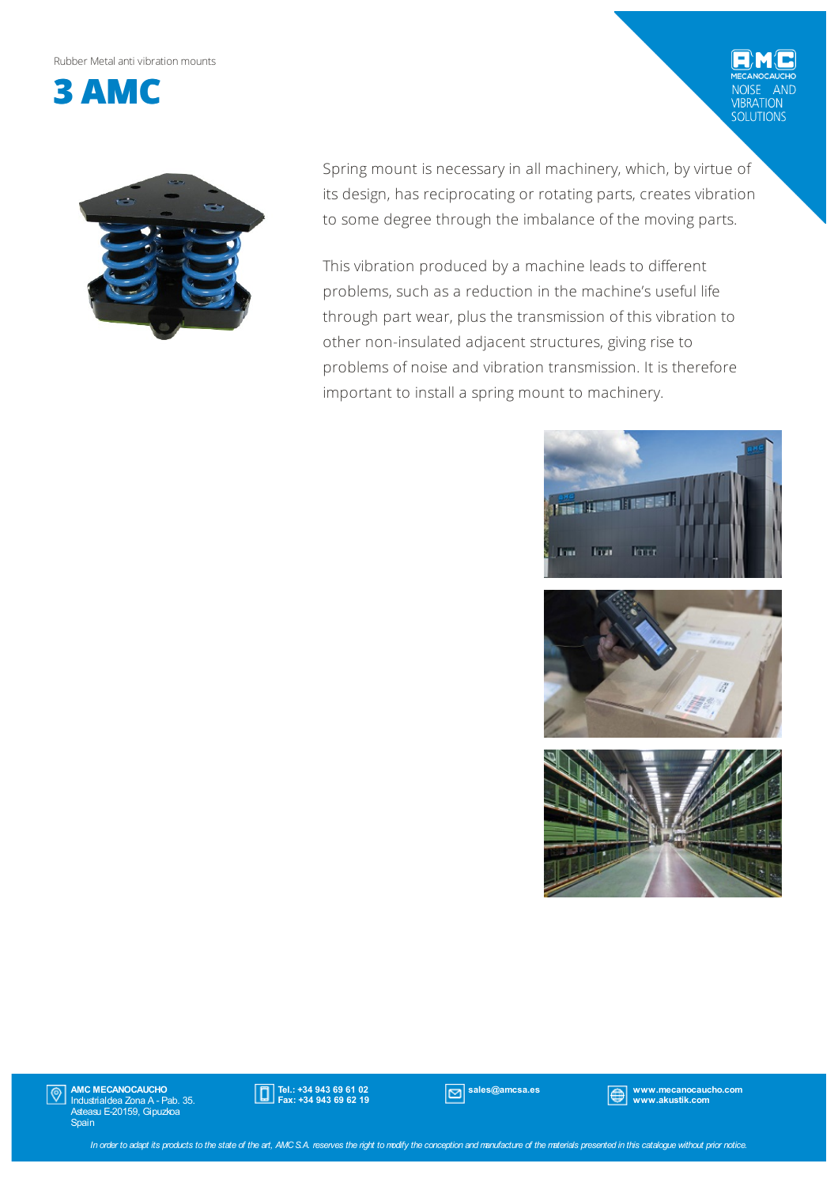Rubber Metal anti vibration mounts

# 3 AMC

Spring mount is necessary in all machinery, which, by virtue of its design, has reciprocating or rotating parts, creates vibration to some degree through the imbalance of the moving parts.

This vibration produced by a machine leads to different problems, such as a reduction in the machine's useful life through part wear, plus the transmission of this vibration to other non-insulated adjacent structures, giving rise to problems of noise and vibration transmission. It is therefore important to install a spring mount to machinery.

**AMC MECANOCAUCHO**
Industrialdea Zona A - Pab. 35.
Asteasu E-20159, Gipuzkoa
Spain

**Tel.: +34 943 69 61 02**
**Fax: +34 943 69 62 19**

**sales@amcsa.es**

**www.mecanocaucho.com**
**www.akustik.com**

*In order to adapt its products to the state of the art, AMC S.A. reserves the right to modify the conception and manufacture of the materials presented in this catalogue without prior notice.*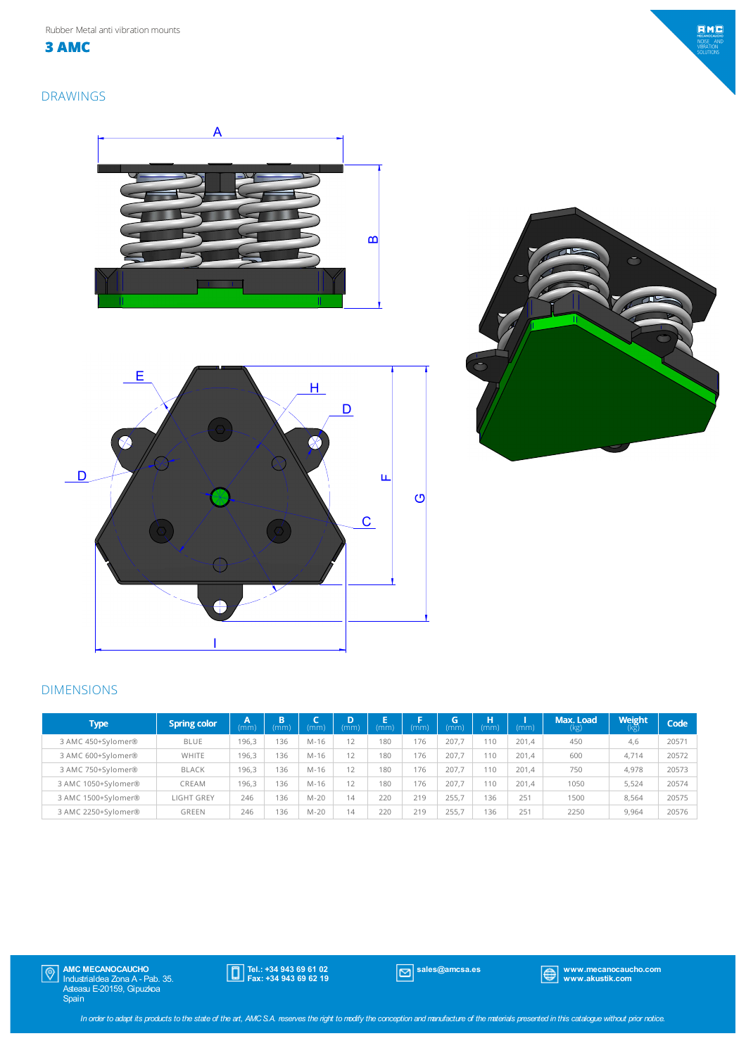Rubber Metal anti vibration mounts

# 3 AMC

## DRAWINGS

## DIMENSIONS

| Type | Spring color | A (mm) | B (mm) | C (mm) | D (mm) | E (mm) | F (mm) | G (mm) | H (mm) | I (mm) | Max. Load (kg) | Weight (kg) | Code |
|---|---|---|---|---|---|---|---|---|---|---|---|---|---|
| 3 AMC 450+Sylomer® | BLUE | 196,3 | 136 | M-16 | 12 | 180 | 176 | 207,7 | 110 | 201,4 | 450 | 4,6 | 20571 |
| 3 AMC 600+Sylomer® | WHITE | 196,3 | 136 | M-16 | 12 | 180 | 176 | 207,7 | 110 | 201,4 | 600 | 4,714 | 20572 |
| 3 AMC 750+Sylomer® | BLACK | 196,3 | 136 | M-16 | 12 | 180 | 176 | 207,7 | 110 | 201,4 | 750 | 4,978 | 20573 |
| 3 AMC 1050+Sylomer® | CREAM | 196,3 | 136 | M-16 | 12 | 180 | 176 | 207,7 | 110 | 201,4 | 1050 | 5,524 | 20574 |
| 3 AMC 1500+Sylomer® | LIGHT GREY | 246 | 136 | M-20 | 14 | 220 | 219 | 255,7 | 136 | 251 | 1500 | 8,564 | 20575 |
| 3 AMC 2250+Sylomer® | GREEN | 246 | 136 | M-20 | 14 | 220 | 219 | 255,7 | 136 | 251 | 2250 | 9,964 | 20576 |

**AMC MECANOCAUCHO**
Industrialdea Zona A - Pab. 35.
Asteasu E-20159, Gipuzkoa
Spain

**Tel.: +34 943 69 61 02**
**Fax: +34 943 69 62 19**

**sales@amcsa.es**

**www.mecanocaucho.com**
**www.akustik.com**

*In order to adapt its products to the state of the art, AMC S.A. reserves the right to modify the conception and manufacture of the materials presented in this catalogue without prior notice.*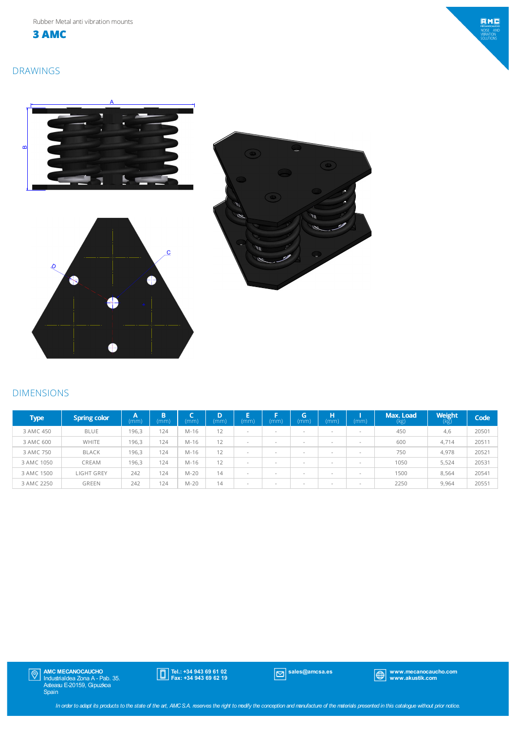Rubber Metal anti vibration mounts

# 3 AMC

## DRAWINGS

## DIMENSIONS

| Type | Spring color | A (mm) | B (mm) | C (mm) | D (mm) | E (mm) | F (mm) | G (mm) | H (mm) | I (mm) | Max. Load (kg) | Weight (kg) | Code |
|---|---|---|---|---|---|---|---|---|---|---|---|---|---|
| 3 AMC 450 | BLUE | 196,3 | 124 | M-16 | 12 | - | - | - | - | - | 450 | 4,6 | 20501 |
| 3 AMC 600 | WHITE | 196,3 | 124 | M-16 | 12 | - | - | - | - | - | 600 | 4,714 | 20511 |
| 3 AMC 750 | BLACK | 196,3 | 124 | M-16 | 12 | - | - | - | - | - | 750 | 4,978 | 20521 |
| 3 AMC 1050 | CREAM | 196,3 | 124 | M-16 | 12 | - | - | - | - | - | 1050 | 5,524 | 20531 |
| 3 AMC 1500 | LIGHT GREY | 242 | 124 | M-20 | 14 | - | - | - | - | - | 1500 | 8,564 | 20541 |
| 3 AMC 2250 | GREEN | 242 | 124 | M-20 | 14 | - | - | - | - | - | 2250 | 9,964 | 20551 |

**AMC MECANOCAUCHO**
Industrialdea Zona A - Pab. 35.
Asteasu E-20159, Gipuzkoa
Spain

**Tel.: +34 943 69 61 02**
**Fax: +34 943 69 62 19**

**sales@amcsa.es**

**www.mecanocaucho.com**
**www.akustik.com**

*In order to adapt its products to the state of the art, AMC S.A. reserves the right to modify the conception and manufacture of the materials presented in this catalogue without prior notice.*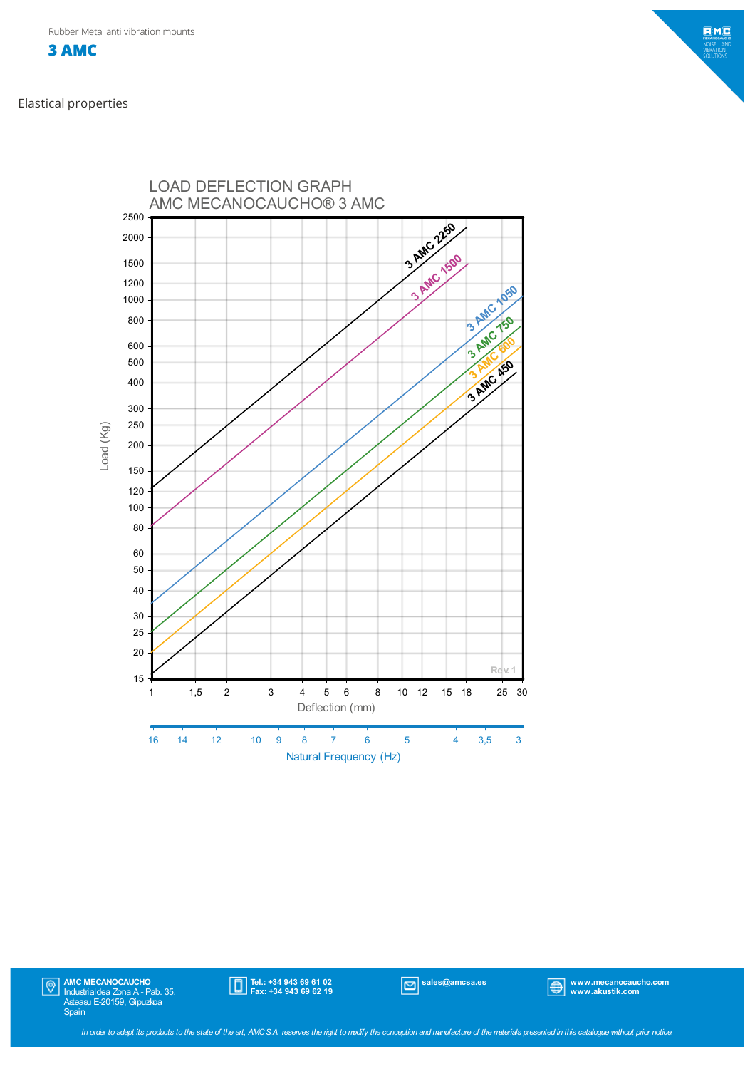Rubber Metal anti vibration mounts

# 3 AMC

## Elastical properties

LOAD DEFLECTION GRAPH
AMC MECANOCAUCHO® 3 AMC

3 AMC 2250
3 AMC 1500
3 AMC 1050
3 AMC 750
3 AMC 600
3 AMC 450

Load (Kg)

2500
2000
1500
1200
1000
800
600
500
400
300
250
200
150
120
100
80
60
50
40
30
25
20
15

Deflection (mm)

1 1,5 2 3 4 5 6 8 10 12 15 18 25 30

Rev. 1

Natural Frequency (Hz)

16 14 12 10 9 8 7 6 5 4 3,5 3

**AMC MECANOCAUCHO**
Industrialdea Zona A - Pab. 35.
Asteasu E-20159, Gipuzkoa
Spain

**Tel.: +34 943 69 61 02**
**Fax: +34 943 69 62 19**

**sales@amcsa.es**

**www.mecanocaucho.com**
**www.akustik.com**

*In order to adapt its products to the state of the art, AMC S.A. reserves the right to modify the conception and manufacture of the materials presented in this catalogue without prior notice.*